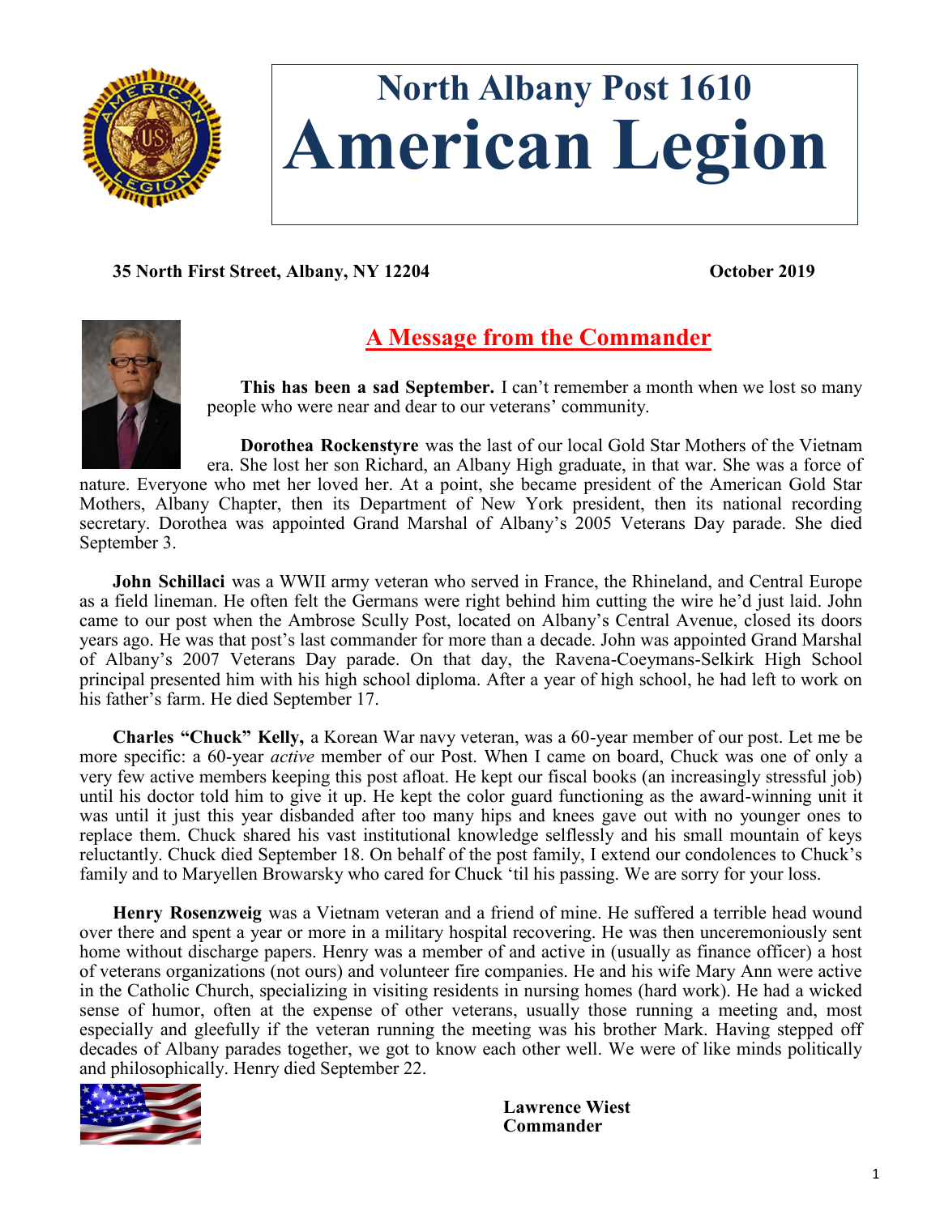# North Albany Post 1610
# American Legion

**35 North First Street, Albany, NY 12204** **October 2019**

## A Message from the Commander

**This has been a sad September.** I can't remember a month when we lost so many people who were near and dear to our veterans' community.

**Dorothea Rockenstyre** was the last of our local Gold Star Mothers of the Vietnam era. She lost her son Richard, an Albany High graduate, in that war. She was a force of nature. Everyone who met her loved her. At a point, she became president of the American Gold Star Mothers, Albany Chapter, then its Department of New York president, then its national recording secretary. Dorothea was appointed Grand Marshal of Albany's 2005 Veterans Day parade. She died September 3.

**John Schillaci** was a WWII army veteran who served in France, the Rhineland, and Central Europe as a field lineman. He often felt the Germans were right behind him cutting the wire he'd just laid. John came to our post when the Ambrose Scully Post, located on Albany's Central Avenue, closed its doors years ago. He was that post's last commander for more than a decade. John was appointed Grand Marshal of Albany's 2007 Veterans Day parade. On that day, the Ravena-Coeymans-Selkirk High School principal presented him with his high school diploma. After a year of high school, he had left to work on his father's farm. He died September 17.

**Charles "Chuck" Kelly,** a Korean War navy veteran, was a 60-year member of our post. Let me be more specific: a 60-year *active* member of our Post. When I came on board, Chuck was one of only a very few active members keeping this post afloat. He kept our fiscal books (an increasingly stressful job) until his doctor told him to give it up. He kept the color guard functioning as the award-winning unit it was until it just this year disbanded after too many hips and knees gave out with no younger ones to replace them. Chuck shared his vast institutional knowledge selflessly and his small mountain of keys reluctantly. Chuck died September 18. On behalf of the post family, I extend our condolences to Chuck's family and to Maryellen Browarsky who cared for Chuck 'til his passing. We are sorry for your loss.

**Henry Rosenzweig** was a Vietnam veteran and a friend of mine. He suffered a terrible head wound over there and spent a year or more in a military hospital recovering. He was then unceremoniously sent home without discharge papers. Henry was a member of and active in (usually as finance officer) a host of veterans organizations (not ours) and volunteer fire companies. He and his wife Mary Ann were active in the Catholic Church, specializing in visiting residents in nursing homes (hard work). He had a wicked sense of humor, often at the expense of other veterans, usually those running a meeting and, most especially and gleefully if the veteran running the meeting was his brother Mark. Having stepped off decades of Albany parades together, we got to know each other well. We were of like minds politically and philosophically. Henry died September 22.

**Lawrence Wiest**
**Commander**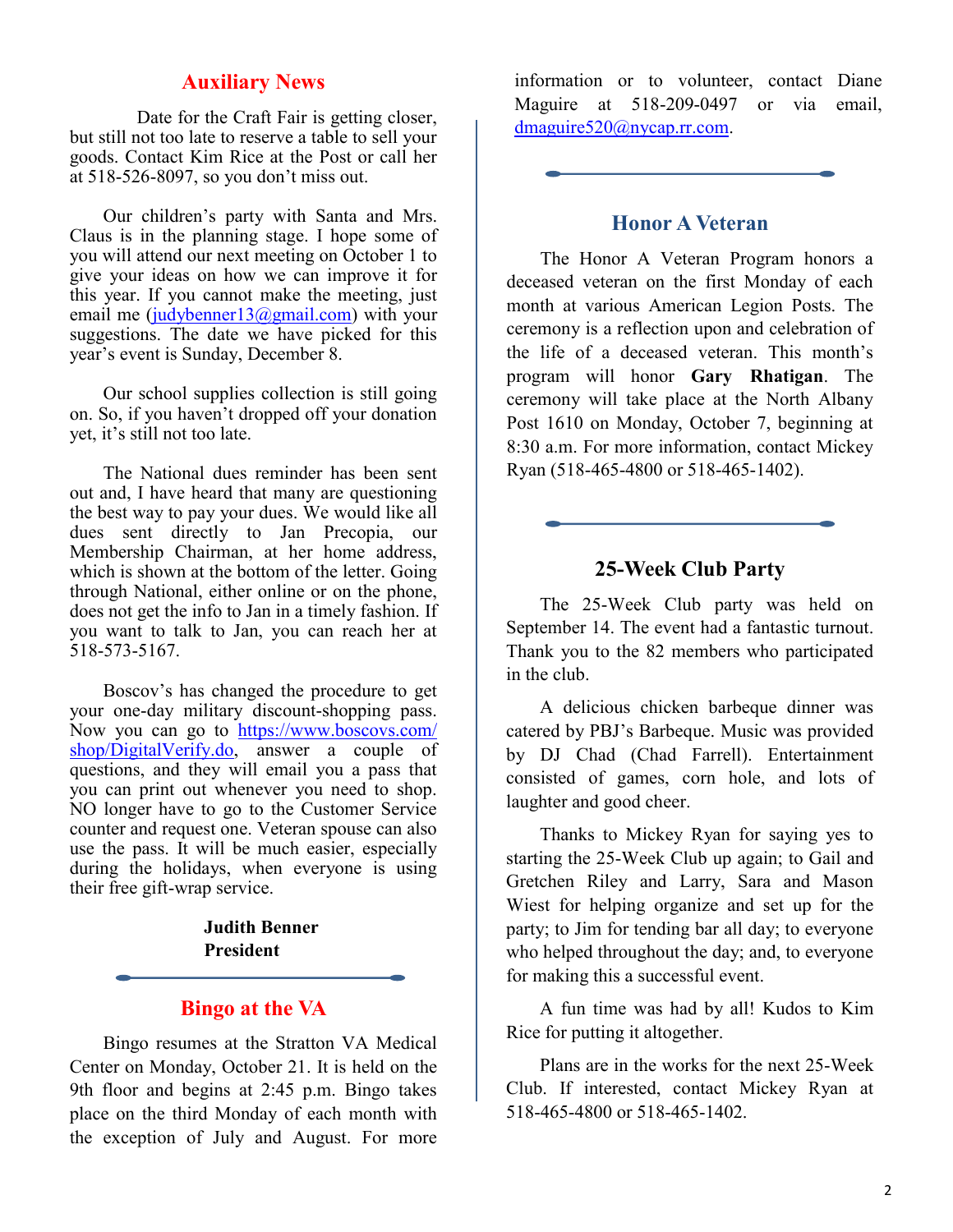## Auxiliary News

Date for the Craft Fair is getting closer, but still not too late to reserve a table to sell your goods. Contact Kim Rice at the Post or call her at 518-526-8097, so you don't miss out.

Our children's party with Santa and Mrs. Claus is in the planning stage. I hope some of you will attend our next meeting on October 1 to give your ideas on how we can improve it for this year. If you cannot make the meeting, just email me (judybenner13@gmail.com) with your suggestions. The date we have picked for this year's event is Sunday, December 8.

Our school supplies collection is still going on. So, if you haven't dropped off your donation yet, it's still not too late.

The National dues reminder has been sent out and, I have heard that many are questioning the best way to pay your dues. We would like all dues sent directly to Jan Precopia, our Membership Chairman, at her home address, which is shown at the bottom of the letter. Going through National, either online or on the phone, does not get the info to Jan in a timely fashion. If you want to talk to Jan, you can reach her at 518-573-5167.

Boscov's has changed the procedure to get your one-day military discount-shopping pass. Now you can go to https://www.boscovs.com/shop/DigitalVerify.do, answer a couple of questions, and they will email you a pass that you can print out whenever you need to shop. NO longer have to go to the Customer Service counter and request one. Veteran spouse can also use the pass. It will be much easier, especially during the holidays, when everyone is using their free gift-wrap service.

**Judith Benner**
**President**

## Bingo at the VA

Bingo resumes at the Stratton VA Medical Center on Monday, October 21. It is held on the 9th floor and begins at 2:45 p.m. Bingo takes place on the third Monday of each month with the exception of July and August. For more information or to volunteer, contact Diane Maguire at 518-209-0497 or via email, dmaguire520@nycap.rr.com.

## Honor A Veteran

The Honor A Veteran Program honors a deceased veteran on the first Monday of each month at various American Legion Posts. The ceremony is a reflection upon and celebration of the life of a deceased veteran. This month's program will honor **Gary Rhatigan**. The ceremony will take place at the North Albany Post 1610 on Monday, October 7, beginning at 8:30 a.m. For more information, contact Mickey Ryan (518-465-4800 or 518-465-1402).

## 25-Week Club Party

The 25-Week Club party was held on September 14. The event had a fantastic turnout. Thank you to the 82 members who participated in the club.

A delicious chicken barbeque dinner was catered by PBJ's Barbeque. Music was provided by DJ Chad (Chad Farrell). Entertainment consisted of games, corn hole, and lots of laughter and good cheer.

Thanks to Mickey Ryan for saying yes to starting the 25-Week Club up again; to Gail and Gretchen Riley and Larry, Sara and Mason Wiest for helping organize and set up for the party; to Jim for tending bar all day; to everyone who helped throughout the day; and, to everyone for making this a successful event.

A fun time was had by all! Kudos to Kim Rice for putting it altogether.

Plans are in the works for the next 25-Week Club. If interested, contact Mickey Ryan at 518-465-4800 or 518-465-1402.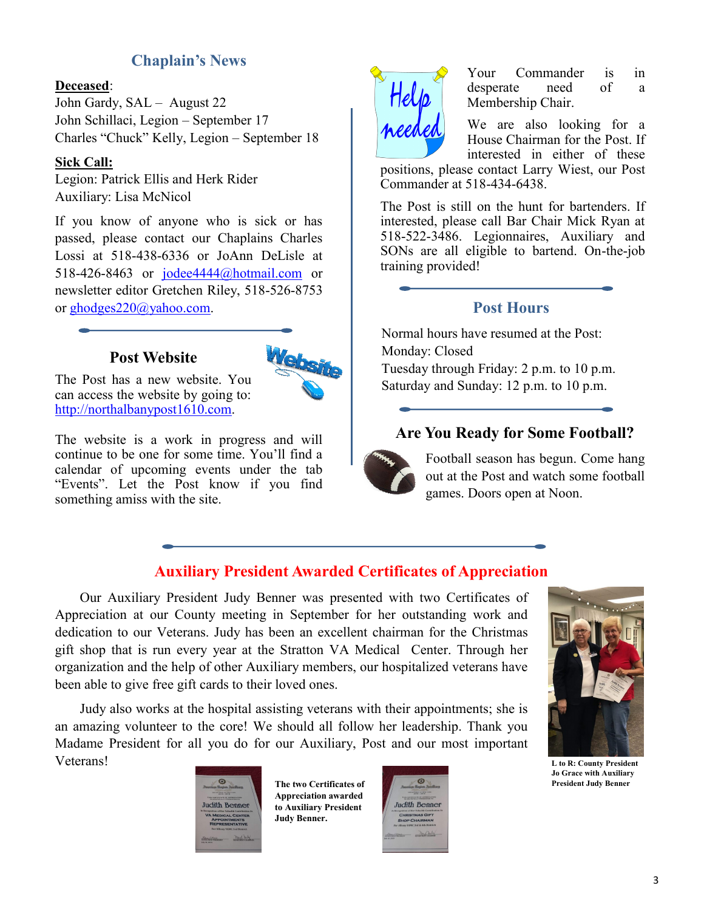## Chaplain's News

**Deceased**:
John Gardy, SAL – August 22
John Schillaci, Legion – September 17
Charles "Chuck" Kelly, Legion – September 18

**Sick Call:**
Legion: Patrick Ellis and Herk Rider
Auxiliary: Lisa McNicol

If you know of anyone who is sick or has passed, please contact our Chaplains Charles Lossi at 518-438-6336 or JoAnn DeLisle at 518-426-8463 or jodee4444@hotmail.com or newsletter editor Gretchen Riley, 518-526-8753 or ghodges220@yahoo.com.

## Post Website

The Post has a new website. You can access the website by going to: http://northalbanypost1610.com.

The website is a work in progress and will continue to be one for some time. You'll find a calendar of upcoming events under the tab "Events". Let the Post know if you find something amiss with the site.

Your Commander is in desperate need of a Membership Chair.

We are also looking for a House Chairman for the Post. If interested in either of these positions, please contact Larry Wiest, our Post Commander at 518-434-6438.

The Post is still on the hunt for bartenders. If interested, please call Bar Chair Mick Ryan at 518-522-3486. Legionnaires, Auxiliary and SONs are all eligible to bartend. On-the-job training provided!

## Post Hours

Normal hours have resumed at the Post:
Monday: Closed
Tuesday through Friday: 2 p.m. to 10 p.m.
Saturday and Sunday: 12 p.m. to 10 p.m.

## Are You Ready for Some Football?

Football season has begun. Come hang out at the Post and watch some football games. Doors open at Noon.

## Auxiliary President Awarded Certificates of Appreciation

Our Auxiliary President Judy Benner was presented with two Certificates of Appreciation at our County meeting in September for her outstanding work and dedication to our Veterans. Judy has been an excellent chairman for the Christmas gift shop that is run every year at the Stratton VA Medical Center. Through her organization and the help of other Auxiliary members, our hospitalized veterans have been able to give free gift cards to their loved ones.

Judy also works at the hospital assisting veterans with their appointments; she is an amazing volunteer to the core! We should all follow her leadership. Thank you Madame President for all you do for our Auxiliary, Post and our most important Veterans!

**L to R: County President Jo Grace with Auxiliary President Judy Benner**

**The two Certificates of Appreciation awarded to Auxiliary President Judy Benner.**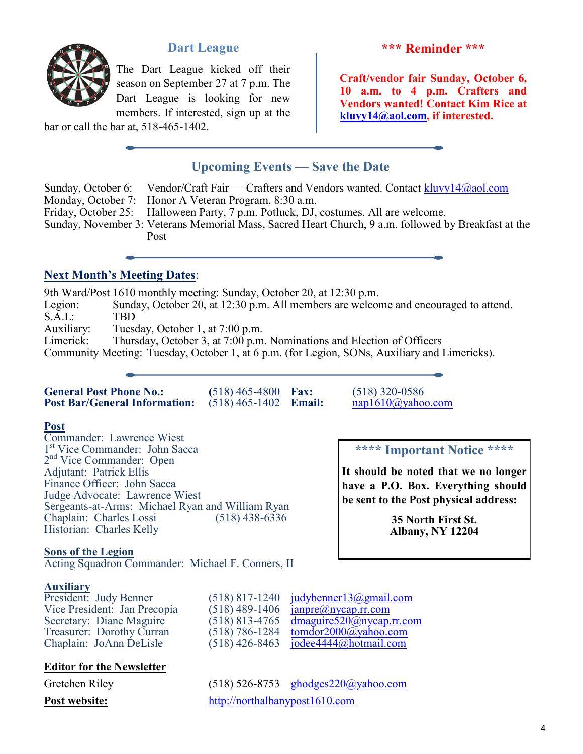## Dart League

The Dart League kicked off their season on September 27 at 7 p.m. The Dart League is looking for new members. If interested, sign up at the bar or call the bar at, 518-465-1402.

## *** Reminder ***

**Craft/vendor fair Sunday, October 6, 10 a.m. to 4 p.m. Crafters and Vendors wanted! Contact Kim Rice at kluvy14@aol.com, if interested.**

## Upcoming Events — Save the Date

Sunday, October 6: Vendor/Craft Fair — Crafters and Vendors wanted. Contact kluvy14@aol.com
Monday, October 7: Honor A Veteran Program, 8:30 a.m.
Friday, October 25: Halloween Party, 7 p.m. Potluck, DJ, costumes. All are welcome.
Sunday, November 3: Veterans Memorial Mass, Sacred Heart Church, 9 a.m. followed by Breakfast at the Post

## Next Month's Meeting Dates:

9th Ward/Post 1610 monthly meeting: Sunday, October 20, at 12:30 p.m.
Legion: Sunday, October 20, at 12:30 p.m. All members are welcome and encouraged to attend.
S.A.L: TBD
Auxiliary: Tuesday, October 1, at 7:00 p.m.
Limerick: Thursday, October 3, at 7:00 p.m. Nominations and Election of Officers
Community Meeting: Tuesday, October 1, at 6 p.m. (for Legion, SONs, Auxiliary and Limericks).

**General Post Phone No.:** (518) 465-4800 **Fax:** (518) 320-0586
**Post Bar/General Information:** (518) 465-1402 **Email:** nap1610@yahoo.com

### Post

Commander: Lawrence Wiest
1st Vice Commander: John Sacca
2nd Vice Commander: Open
Adjutant: Patrick Ellis
Finance Officer: John Sacca
Judge Advocate: Lawrence Wiest
Sergeants-at-Arms: Michael Ryan and William Ryan
Chaplain: Charles Lossi (518) 438-6336
Historian: Charles Kelly

### Sons of the Legion

Acting Squadron Commander: Michael F. Conners, II

### **** Important Notice ****

**It should be noted that we no longer have a P.O. Box. Everything should be sent to the Post physical address:**

**35 North First St.**
**Albany, NY 12204**

### Auxiliary

President: Judy Benner (518) 817-1240 judybenner13@gmail.com
Vice President: Jan Precopia (518) 489-1406 janpre@nycap.rr.com
Secretary: Diane Maguire (518) 813-4765 dmaguire520@nycap.rr.com
Treasurer: Dorothy Curran (518) 786-1284 tomdor2000@yahoo.com
Chaplain: JoAnn DeLisle (518) 426-8463 jodee4444@hotmail.com

### Editor for the Newsletter

Gretchen Riley (518) 526-8753 ghodges220@yahoo.com

**Post website:** http://northalbanypost1610.com